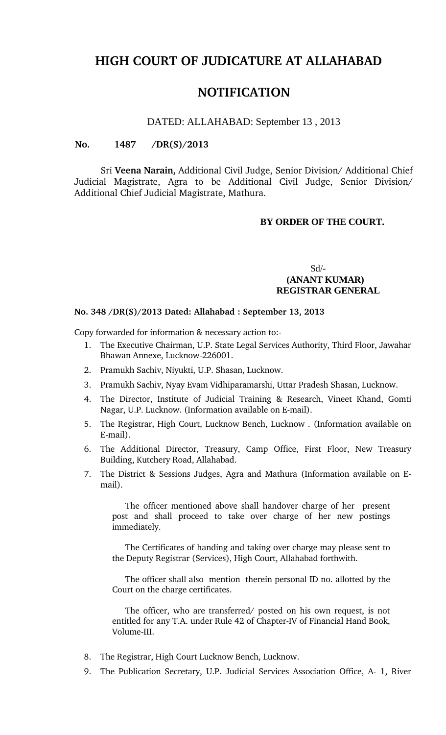# HIGH COURT OF JUDICATURE AT ALLAHABAD

## NOTIFICATION

DATED: ALLAHABAD: September 13 , 2013

**No. 1487 /DR(S)/2013**

Sri **Veena Narain,** Additional Civil Judge, Senior Division/ Additional Chief Judicial Magistrate, Agra to be Additional Civil Judge, Senior Division/ Additional Chief Judicial Magistrate, Mathura.

**BY ORDER OF THE COURT.**

Sd/-
**(ANANT KUMAR)**
**REGISTRAR GENERAL**

**No. 348 /DR(S)/2013 Dated: Allahabad : September 13, 2013**

Copy forwarded for information & necessary action to:-

1. The Executive Chairman, U.P. State Legal Services Authority, Third Floor, Jawahar Bhawan Annexe, Lucknow-226001.
2. Pramukh Sachiv, Niyukti, U.P. Shasan, Lucknow.
3. Pramukh Sachiv, Nyay Evam Vidhiparamarshi, Uttar Pradesh Shasan, Lucknow.
4. The Director, Institute of Judicial Training & Research, Vineet Khand, Gomti Nagar, U.P. Lucknow. (Information available on E-mail).
5. The Registrar, High Court, Lucknow Bench, Lucknow . (Information available on E-mail).
6. The Additional Director, Treasury, Camp Office, First Floor, New Treasury Building, Kutchery Road, Allahabad.
7. The District & Sessions Judges, Agra and Mathura (Information available on E-mail).

   The officer mentioned above shall handover charge of her present post and shall proceed to take over charge of her new postings immediately.

   The Certificates of handing and taking over charge may please sent to the Deputy Registrar (Services), High Court, Allahabad forthwith.

   The officer shall also mention therein personal ID no. allotted by the Court on the charge certificates.

   The officer, who are transferred/ posted on his own request, is not entitled for any T.A. under Rule 42 of Chapter-IV of Financial Hand Book, Volume-III.

8. The Registrar, High Court Lucknow Bench, Lucknow.
9. The Publication Secretary, U.P. Judicial Services Association Office, A- 1, River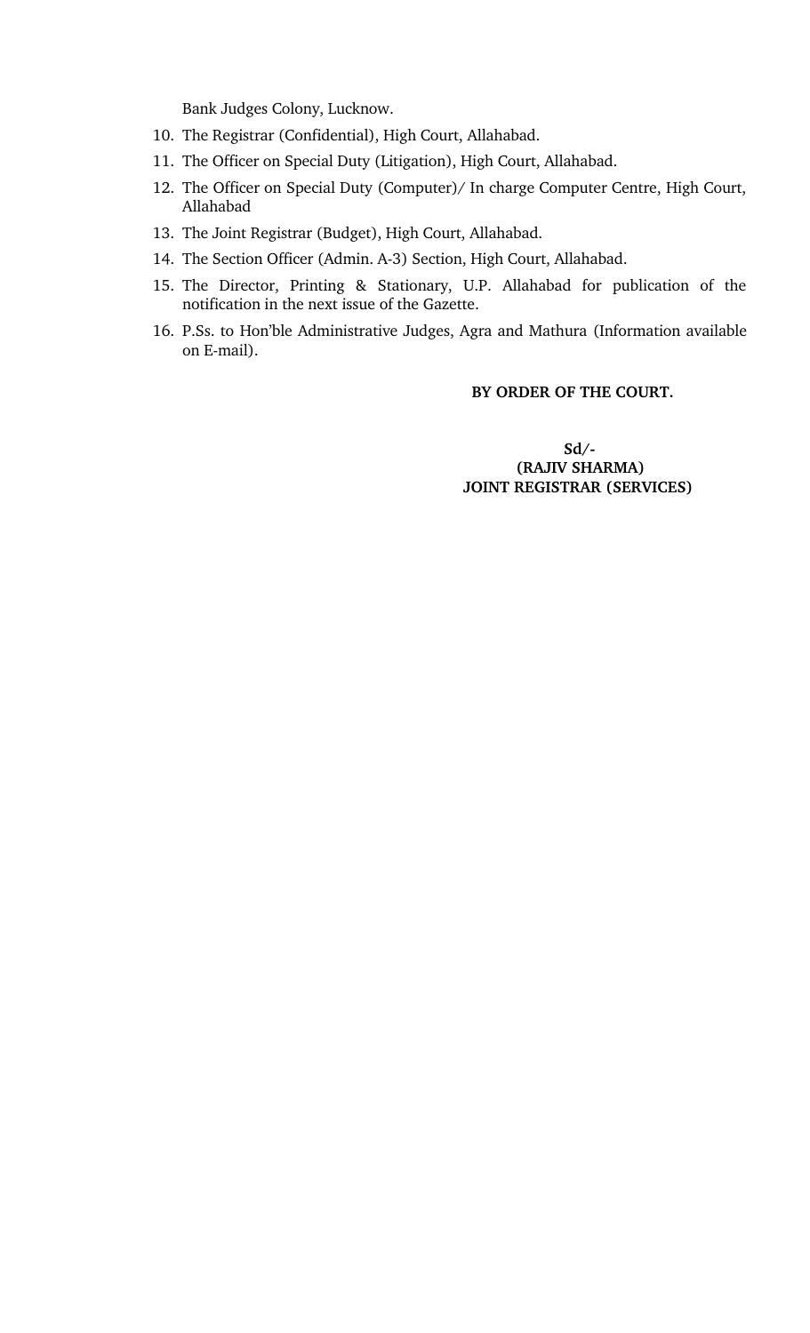Bank Judges Colony, Lucknow.

10. The Registrar (Confidential), High Court, Allahabad.
11. The Officer on Special Duty (Litigation), High Court, Allahabad.
12. The Officer on Special Duty (Computer)/ In charge Computer Centre, High Court, Allahabad
13. The Joint Registrar (Budget), High Court, Allahabad.
14. The Section Officer (Admin. A-3) Section, High Court, Allahabad.
15. The Director, Printing & Stationary, U.P. Allahabad for publication of the notification in the next issue of the Gazette.
16. P.Ss. to Hon'ble Administrative Judges, Agra and Mathura (Information available on E-mail).

**BY ORDER OF THE COURT.**

**Sd/-**
**(RAJIV SHARMA)**
**JOINT REGISTRAR (SERVICES)**